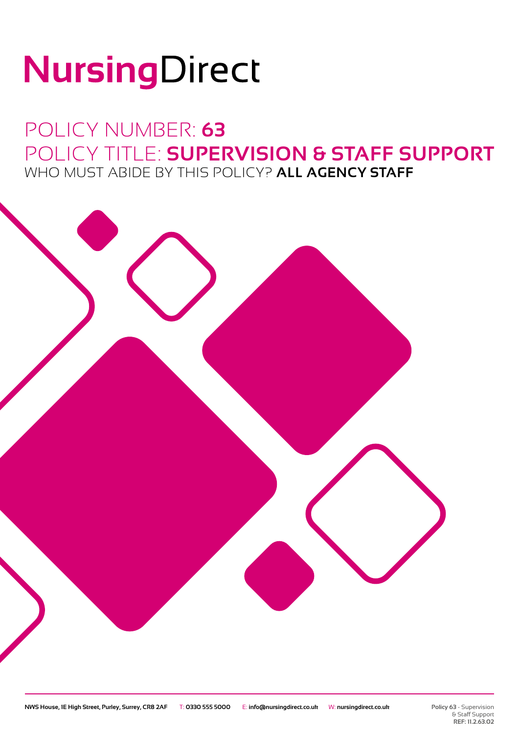# NursingDirect

## POLICY NUMBER: **63**

## POLICY TITLE: **SUPERVISION & STAFF SUPPORT**

WHO MUST ABIDE BY THIS POLICY? **ALL AGENCY STAFF**

**NWS House, 1E High Street, Purley, Surrey, CR8 2AF** T: **0330 555 5000** E: **info@nursingdirect.co.uk** W: **nursingdirect.co.uk**

**Policy 63** - Supervision & Staff Support
**REF: 11.2.63.02**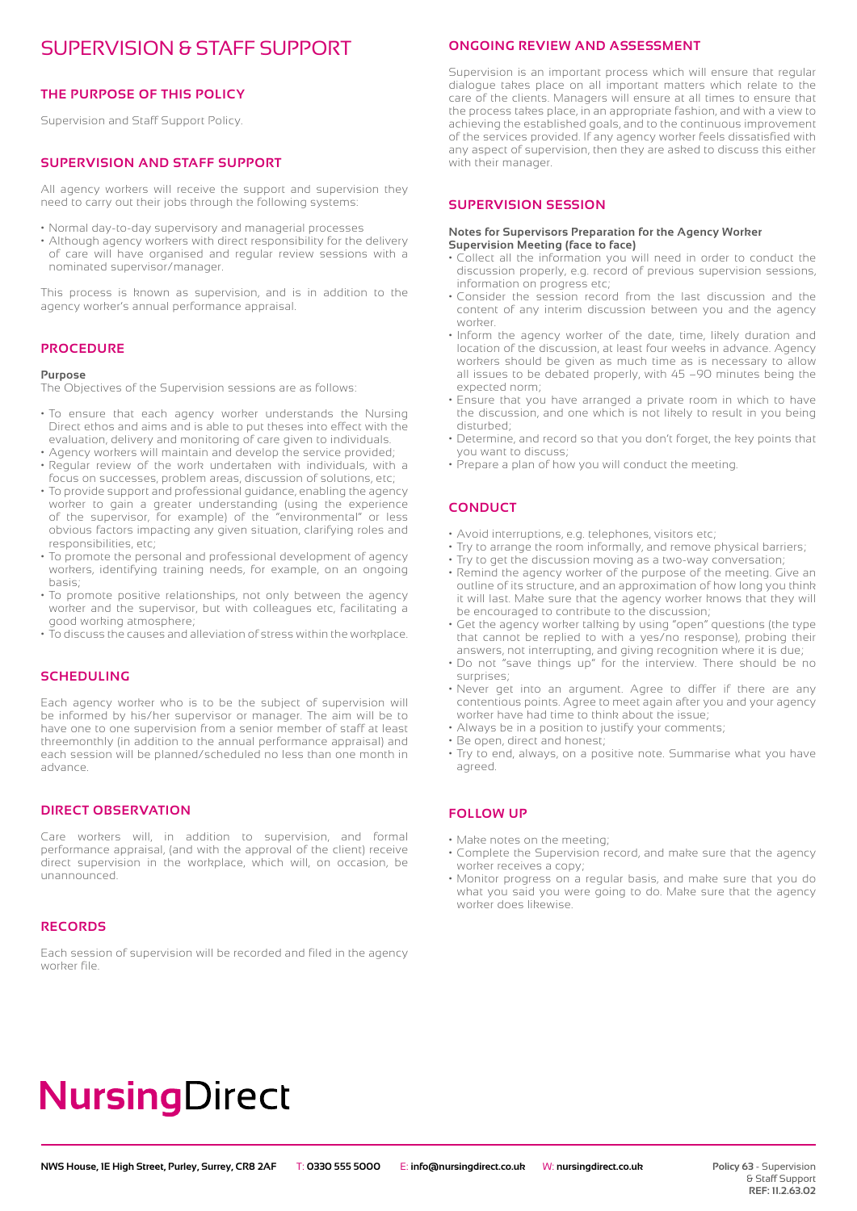# SUPERVISION & STAFF SUPPORT

## THE PURPOSE OF THIS POLICY

Supervision and Staff Support Policy.

## SUPERVISION AND STAFF SUPPORT

All agency workers will receive the support and supervision they need to carry out their jobs through the following systems:

- Normal day-to-day supervisory and managerial processes
- Although agency workers with direct responsibility for the delivery of care will have organised and regular review sessions with a nominated supervisor/manager.

This process is known as supervision, and is in addition to the agency worker's annual performance appraisal.

## PROCEDURE

**Purpose**

The Objectives of the Supervision sessions are as follows:

- To ensure that each agency worker understands the Nursing Direct ethos and aims and is able to put theses into effect with the evaluation, delivery and monitoring of care given to individuals.
- Agency workers will maintain and develop the service provided;
- Regular review of the work undertaken with individuals, with a focus on successes, problem areas, discussion of solutions, etc;
- To provide support and professional guidance, enabling the agency worker to gain a greater understanding (using the experience of the supervisor, for example) of the "environmental" or less obvious factors impacting any given situation, clarifying roles and responsibilities, etc;
- To promote the personal and professional development of agency workers, identifying training needs, for example, on an ongoing basis;
- To promote positive relationships, not only between the agency worker and the supervisor, but with colleagues etc, facilitating a good working atmosphere;
- To discuss the causes and alleviation of stress within the workplace.

## SCHEDULING

Each agency worker who is to be the subject of supervision will be informed by his/her supervisor or manager. The aim will be to have one to one supervision from a senior member of staff at least threemonthly (in addition to the annual performance appraisal) and each session will be planned/scheduled no less than one month in advance.

## DIRECT OBSERVATION

Care workers will, in addition to supervision, and formal performance appraisal, (and with the approval of the client) receive direct supervision in the workplace, which will, on occasion, be unannounced.

## RECORDS

Each session of supervision will be recorded and filed in the agency worker file.

## ONGOING REVIEW AND ASSESSMENT

Supervision is an important process which will ensure that regular dialogue takes place on all important matters which relate to the care of the clients. Managers will ensure at all times to ensure that the process takes place, in an appropriate fashion, and with a view to achieving the established goals, and to the continuous improvement of the services provided. If any agency worker feels dissatisfied with any aspect of supervision, then they are asked to discuss this either with their manager.

## SUPERVISION SESSION

**Notes for Supervisors Preparation for the Agency Worker Supervision Meeting (face to face)**

- Collect all the information you will need in order to conduct the discussion properly, e.g. record of previous supervision sessions, information on progress etc;
- Consider the session record from the last discussion and the content of any interim discussion between you and the agency worker.
- Inform the agency worker of the date, time, likely duration and location of the discussion, at least four weeks in advance. Agency workers should be given as much time as is necessary to allow all issues to be debated properly, with 45 –90 minutes being the expected norm;
- Ensure that you have arranged a private room in which to have the discussion, and one which is not likely to result in you being disturbed;
- Determine, and record so that you don't forget, the key points that you want to discuss;
- Prepare a plan of how you will conduct the meeting.

## CONDUCT

- Avoid interruptions, e.g. telephones, visitors etc;
- Try to arrange the room informally, and remove physical barriers;
- Try to get the discussion moving as a two-way conversation;
- Remind the agency worker of the purpose of the meeting. Give an outline of its structure, and an approximation of how long you think it will last. Make sure that the agency worker knows that they will be encouraged to contribute to the discussion;
- Get the agency worker talking by using "open" questions (the type that cannot be replied to with a yes/no response), probing their answers, not interrupting, and giving recognition where it is due;
- Do not "save things up" for the interview. There should be no surprises;
- Never get into an argument. Agree to differ if there are any contentious points. Agree to meet again after you and your agency worker have had time to think about the issue;
- Always be in a position to justify your comments;
- Be open, direct and honest;
- Try to end, always, on a positive note. Summarise what you have agreed.

## FOLLOW UP

- Make notes on the meeting;
- Complete the Supervision record, and make sure that the agency worker receives a copy;
- Monitor progress on a regular basis, and make sure that you do what you said you were going to do. Make sure that the agency worker does likewise.

**NursingDirect**

NWS House, 1E High Street, Purley, Surrey, CR8 2AF T: 0330 555 5000 E: info@nursingdirect.co.uk W: nursingdirect.co.uk

Policy 63 - Supervision & Staff Support
REF: 11.2.63.02